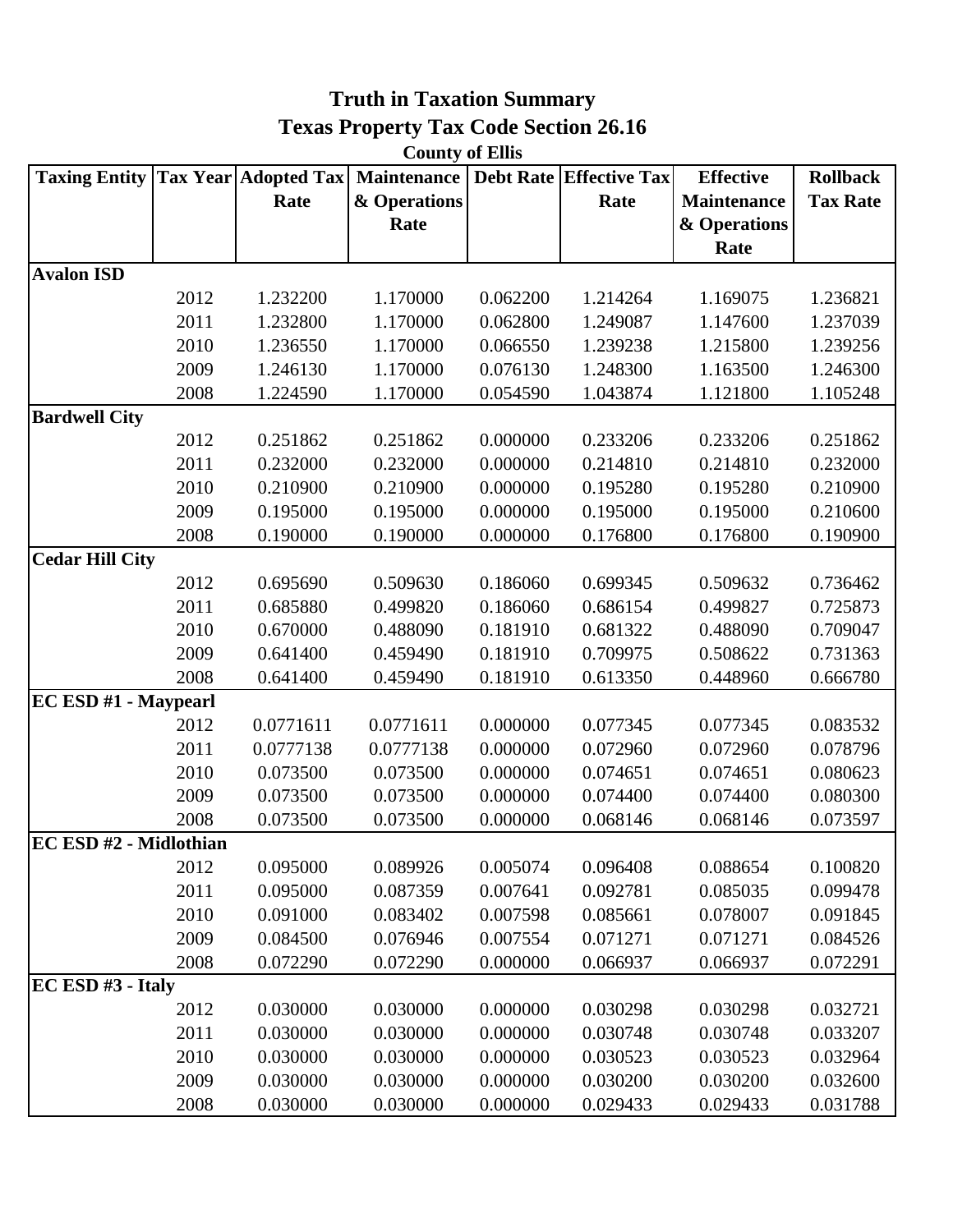# Truth in Taxation Summary

## Texas Property Tax Code Section 26.16

### County of Ellis

| Taxing Entity | Tax Year | Adopted Tax Rate | Maintenance & Operations Rate | Debt Rate | Effective Tax Rate | Effective Maintenance & Operations Rate | Rollback Tax Rate |
|---|---|---|---|---|---|---|---|
| **Avalon ISD** | | | | | | | |
| | 2012 | 1.232200 | 1.170000 | 0.062200 | 1.214264 | 1.169075 | 1.236821 |
| | 2011 | 1.232800 | 1.170000 | 0.062800 | 1.249087 | 1.147600 | 1.237039 |
| | 2010 | 1.236550 | 1.170000 | 0.066550 | 1.239238 | 1.215800 | 1.239256 |
| | 2009 | 1.246130 | 1.170000 | 0.076130 | 1.248300 | 1.163500 | 1.246300 |
| | 2008 | 1.224590 | 1.170000 | 0.054590 | 1.043874 | 1.121800 | 1.105248 |
| **Bardwell City** | | | | | | | |
| | 2012 | 0.251862 | 0.251862 | 0.000000 | 0.233206 | 0.233206 | 0.251862 |
| | 2011 | 0.232000 | 0.232000 | 0.000000 | 0.214810 | 0.214810 | 0.232000 |
| | 2010 | 0.210900 | 0.210900 | 0.000000 | 0.195280 | 0.195280 | 0.210900 |
| | 2009 | 0.195000 | 0.195000 | 0.000000 | 0.195000 | 0.195000 | 0.210600 |
| | 2008 | 0.190000 | 0.190000 | 0.000000 | 0.176800 | 0.176800 | 0.190900 |
| **Cedar Hill City** | | | | | | | |
| | 2012 | 0.695690 | 0.509630 | 0.186060 | 0.699345 | 0.509632 | 0.736462 |
| | 2011 | 0.685880 | 0.499820 | 0.186060 | 0.686154 | 0.499827 | 0.725873 |
| | 2010 | 0.670000 | 0.488090 | 0.181910 | 0.681322 | 0.488090 | 0.709047 |
| | 2009 | 0.641400 | 0.459490 | 0.181910 | 0.709975 | 0.508622 | 0.731363 |
| | 2008 | 0.641400 | 0.459490 | 0.181910 | 0.613350 | 0.448960 | 0.666780 |
| **EC ESD #1 - Maypearl** | | | | | | | |
| | 2012 | 0.0771611 | 0.0771611 | 0.000000 | 0.077345 | 0.077345 | 0.083532 |
| | 2011 | 0.0777138 | 0.0777138 | 0.000000 | 0.072960 | 0.072960 | 0.078796 |
| | 2010 | 0.073500 | 0.073500 | 0.000000 | 0.074651 | 0.074651 | 0.080623 |
| | 2009 | 0.073500 | 0.073500 | 0.000000 | 0.074400 | 0.074400 | 0.080300 |
| | 2008 | 0.073500 | 0.073500 | 0.000000 | 0.068146 | 0.068146 | 0.073597 |
| **EC ESD #2 - Midlothian** | | | | | | | |
| | 2012 | 0.095000 | 0.089926 | 0.005074 | 0.096408 | 0.088654 | 0.100820 |
| | 2011 | 0.095000 | 0.087359 | 0.007641 | 0.092781 | 0.085035 | 0.099478 |
| | 2010 | 0.091000 | 0.083402 | 0.007598 | 0.085661 | 0.078007 | 0.091845 |
| | 2009 | 0.084500 | 0.076946 | 0.007554 | 0.071271 | 0.071271 | 0.084526 |
| | 2008 | 0.072290 | 0.072290 | 0.000000 | 0.066937 | 0.066937 | 0.072291 |
| **EC ESD #3 - Italy** | | | | | | | |
| | 2012 | 0.030000 | 0.030000 | 0.000000 | 0.030298 | 0.030298 | 0.032721 |
| | 2011 | 0.030000 | 0.030000 | 0.000000 | 0.030748 | 0.030748 | 0.033207 |
| | 2010 | 0.030000 | 0.030000 | 0.000000 | 0.030523 | 0.030523 | 0.032964 |
| | 2009 | 0.030000 | 0.030000 | 0.000000 | 0.030200 | 0.030200 | 0.032600 |
| | 2008 | 0.030000 | 0.030000 | 0.000000 | 0.029433 | 0.029433 | 0.031788 |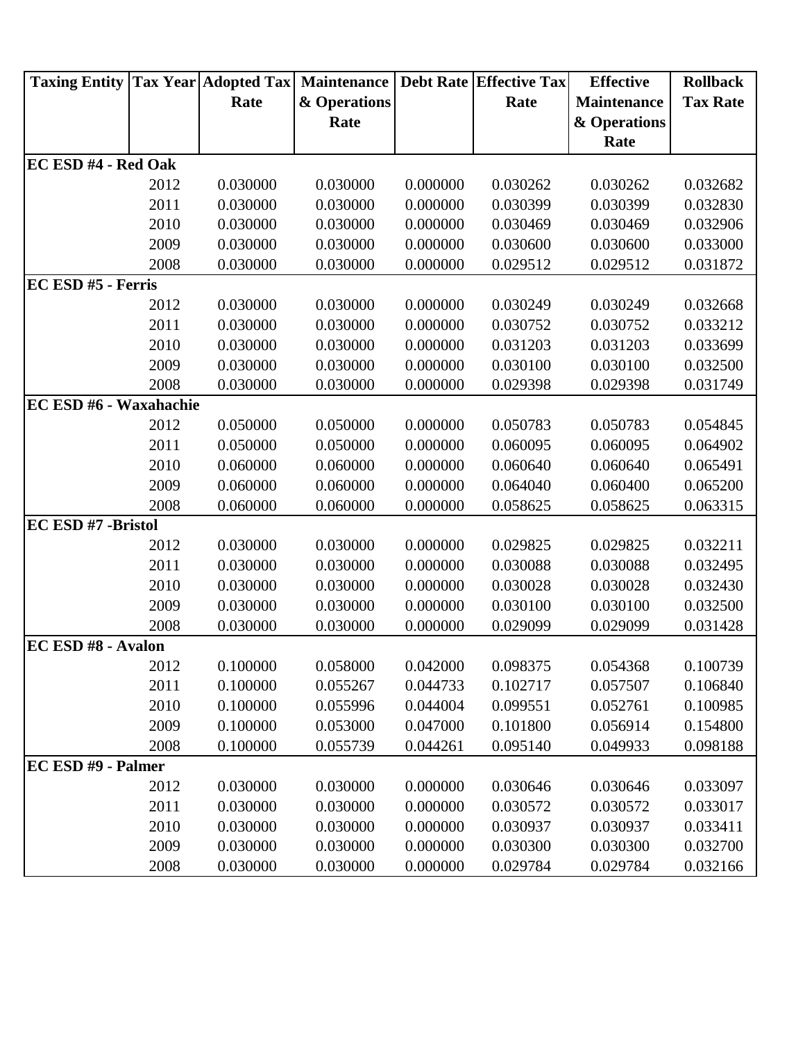| Taxing Entity | Tax Year | Adopted Tax Rate | Maintenance & Operations Rate | Debt Rate | Effective Tax Rate | Effective Maintenance & Operations Rate | Rollback Tax Rate |
|---|---|---|---|---|---|---|---|
| **EC ESD #4 - Red Oak** | | | | | | | |
| | 2012 | 0.030000 | 0.030000 | 0.000000 | 0.030262 | 0.030262 | 0.032682 |
| | 2011 | 0.030000 | 0.030000 | 0.000000 | 0.030399 | 0.030399 | 0.032830 |
| | 2010 | 0.030000 | 0.030000 | 0.000000 | 0.030469 | 0.030469 | 0.032906 |
| | 2009 | 0.030000 | 0.030000 | 0.000000 | 0.030600 | 0.030600 | 0.033000 |
| | 2008 | 0.030000 | 0.030000 | 0.000000 | 0.029512 | 0.029512 | 0.031872 |
| **EC ESD #5 - Ferris** | | | | | | | |
| | 2012 | 0.030000 | 0.030000 | 0.000000 | 0.030249 | 0.030249 | 0.032668 |
| | 2011 | 0.030000 | 0.030000 | 0.000000 | 0.030752 | 0.030752 | 0.033212 |
| | 2010 | 0.030000 | 0.030000 | 0.000000 | 0.031203 | 0.031203 | 0.033699 |
| | 2009 | 0.030000 | 0.030000 | 0.000000 | 0.030100 | 0.030100 | 0.032500 |
| | 2008 | 0.030000 | 0.030000 | 0.000000 | 0.029398 | 0.029398 | 0.031749 |
| **EC ESD #6 - Waxahachie** | | | | | | | |
| | 2012 | 0.050000 | 0.050000 | 0.000000 | 0.050783 | 0.050783 | 0.054845 |
| | 2011 | 0.050000 | 0.050000 | 0.000000 | 0.060095 | 0.060095 | 0.064902 |
| | 2010 | 0.060000 | 0.060000 | 0.000000 | 0.060640 | 0.060640 | 0.065491 |
| | 2009 | 0.060000 | 0.060000 | 0.000000 | 0.064040 | 0.060400 | 0.065200 |
| | 2008 | 0.060000 | 0.060000 | 0.000000 | 0.058625 | 0.058625 | 0.063315 |
| **EC ESD #7 -Bristol** | | | | | | | |
| | 2012 | 0.030000 | 0.030000 | 0.000000 | 0.029825 | 0.029825 | 0.032211 |
| | 2011 | 0.030000 | 0.030000 | 0.000000 | 0.030088 | 0.030088 | 0.032495 |
| | 2010 | 0.030000 | 0.030000 | 0.000000 | 0.030028 | 0.030028 | 0.032430 |
| | 2009 | 0.030000 | 0.030000 | 0.000000 | 0.030100 | 0.030100 | 0.032500 |
| | 2008 | 0.030000 | 0.030000 | 0.000000 | 0.029099 | 0.029099 | 0.031428 |
| **EC ESD #8 - Avalon** | | | | | | | |
| | 2012 | 0.100000 | 0.058000 | 0.042000 | 0.098375 | 0.054368 | 0.100739 |
| | 2011 | 0.100000 | 0.055267 | 0.044733 | 0.102717 | 0.057507 | 0.106840 |
| | 2010 | 0.100000 | 0.055996 | 0.044004 | 0.099551 | 0.052761 | 0.100985 |
| | 2009 | 0.100000 | 0.053000 | 0.047000 | 0.101800 | 0.056914 | 0.154800 |
| | 2008 | 0.100000 | 0.055739 | 0.044261 | 0.095140 | 0.049933 | 0.098188 |
| **EC ESD #9 - Palmer** | | | | | | | |
| | 2012 | 0.030000 | 0.030000 | 0.000000 | 0.030646 | 0.030646 | 0.033097 |
| | 2011 | 0.030000 | 0.030000 | 0.000000 | 0.030572 | 0.030572 | 0.033017 |
| | 2010 | 0.030000 | 0.030000 | 0.000000 | 0.030937 | 0.030937 | 0.033411 |
| | 2009 | 0.030000 | 0.030000 | 0.000000 | 0.030300 | 0.030300 | 0.032700 |
| | 2008 | 0.030000 | 0.030000 | 0.000000 | 0.029784 | 0.029784 | 0.032166 |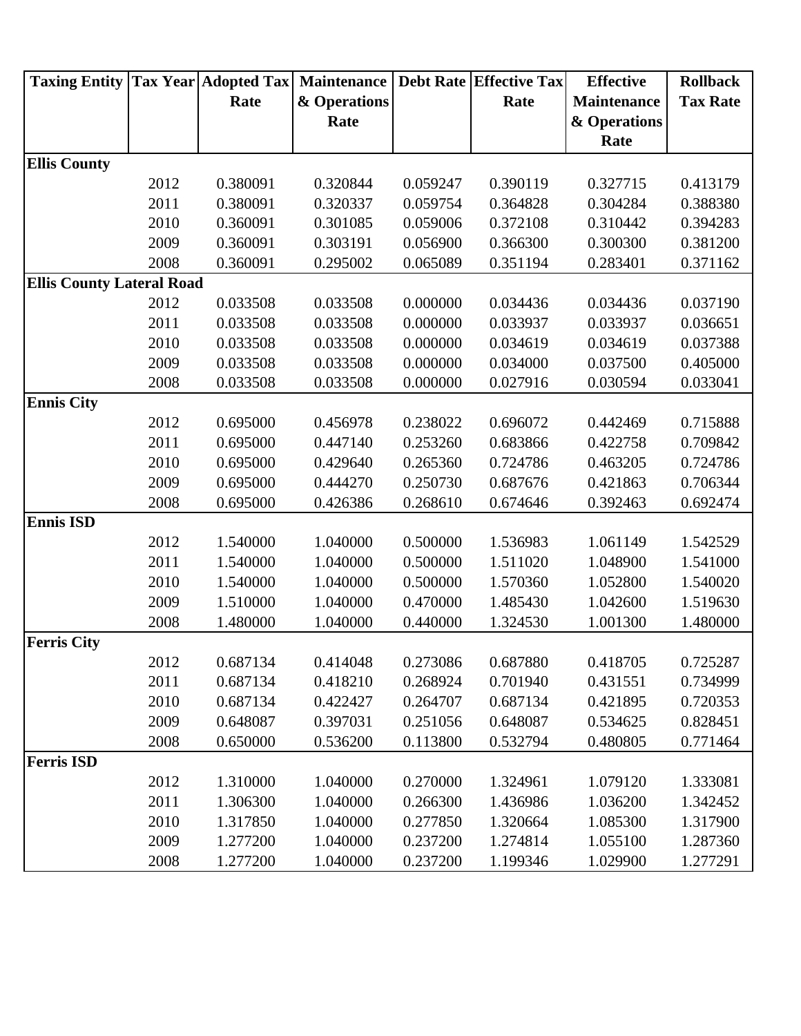| Taxing Entity | Tax Year | Adopted Tax Rate | Maintenance & Operations Rate | Debt Rate | Effective Tax Rate | Effective Maintenance & Operations Rate | Rollback Tax Rate |
|---|---|---|---|---|---|---|---|
| **Ellis County** | | | | | | | |
| | 2012 | 0.380091 | 0.320844 | 0.059247 | 0.390119 | 0.327715 | 0.413179 |
| | 2011 | 0.380091 | 0.320337 | 0.059754 | 0.364828 | 0.304284 | 0.388380 |
| | 2010 | 0.360091 | 0.301085 | 0.059006 | 0.372108 | 0.310442 | 0.394283 |
| | 2009 | 0.360091 | 0.303191 | 0.056900 | 0.366300 | 0.300300 | 0.381200 |
| | 2008 | 0.360091 | 0.295002 | 0.065089 | 0.351194 | 0.283401 | 0.371162 |
| **Ellis County Lateral Road** | | | | | | | |
| | 2012 | 0.033508 | 0.033508 | 0.000000 | 0.034436 | 0.034436 | 0.037190 |
| | 2011 | 0.033508 | 0.033508 | 0.000000 | 0.033937 | 0.033937 | 0.036651 |
| | 2010 | 0.033508 | 0.033508 | 0.000000 | 0.034619 | 0.034619 | 0.037388 |
| | 2009 | 0.033508 | 0.033508 | 0.000000 | 0.034000 | 0.037500 | 0.405000 |
| | 2008 | 0.033508 | 0.033508 | 0.000000 | 0.027916 | 0.030594 | 0.033041 |
| **Ennis City** | | | | | | | |
| | 2012 | 0.695000 | 0.456978 | 0.238022 | 0.696072 | 0.442469 | 0.715888 |
| | 2011 | 0.695000 | 0.447140 | 0.253260 | 0.683866 | 0.422758 | 0.709842 |
| | 2010 | 0.695000 | 0.429640 | 0.265360 | 0.724786 | 0.463205 | 0.724786 |
| | 2009 | 0.695000 | 0.444270 | 0.250730 | 0.687676 | 0.421863 | 0.706344 |
| | 2008 | 0.695000 | 0.426386 | 0.268610 | 0.674646 | 0.392463 | 0.692474 |
| **Ennis ISD** | | | | | | | |
| | 2012 | 1.540000 | 1.040000 | 0.500000 | 1.536983 | 1.061149 | 1.542529 |
| | 2011 | 1.540000 | 1.040000 | 0.500000 | 1.511020 | 1.048900 | 1.541000 |
| | 2010 | 1.540000 | 1.040000 | 0.500000 | 1.570360 | 1.052800 | 1.540020 |
| | 2009 | 1.510000 | 1.040000 | 0.470000 | 1.485430 | 1.042600 | 1.519630 |
| | 2008 | 1.480000 | 1.040000 | 0.440000 | 1.324530 | 1.001300 | 1.480000 |
| **Ferris City** | | | | | | | |
| | 2012 | 0.687134 | 0.414048 | 0.273086 | 0.687880 | 0.418705 | 0.725287 |
| | 2011 | 0.687134 | 0.418210 | 0.268924 | 0.701940 | 0.431551 | 0.734999 |
| | 2010 | 0.687134 | 0.422427 | 0.264707 | 0.687134 | 0.421895 | 0.720353 |
| | 2009 | 0.648087 | 0.397031 | 0.251056 | 0.648087 | 0.534625 | 0.828451 |
| | 2008 | 0.650000 | 0.536200 | 0.113800 | 0.532794 | 0.480805 | 0.771464 |
| **Ferris ISD** | | | | | | | |
| | 2012 | 1.310000 | 1.040000 | 0.270000 | 1.324961 | 1.079120 | 1.333081 |
| | 2011 | 1.306300 | 1.040000 | 0.266300 | 1.436986 | 1.036200 | 1.342452 |
| | 2010 | 1.317850 | 1.040000 | 0.277850 | 1.320664 | 1.085300 | 1.317900 |
| | 2009 | 1.277200 | 1.040000 | 0.237200 | 1.274814 | 1.055100 | 1.287360 |
| | 2008 | 1.277200 | 1.040000 | 0.237200 | 1.199346 | 1.029900 | 1.277291 |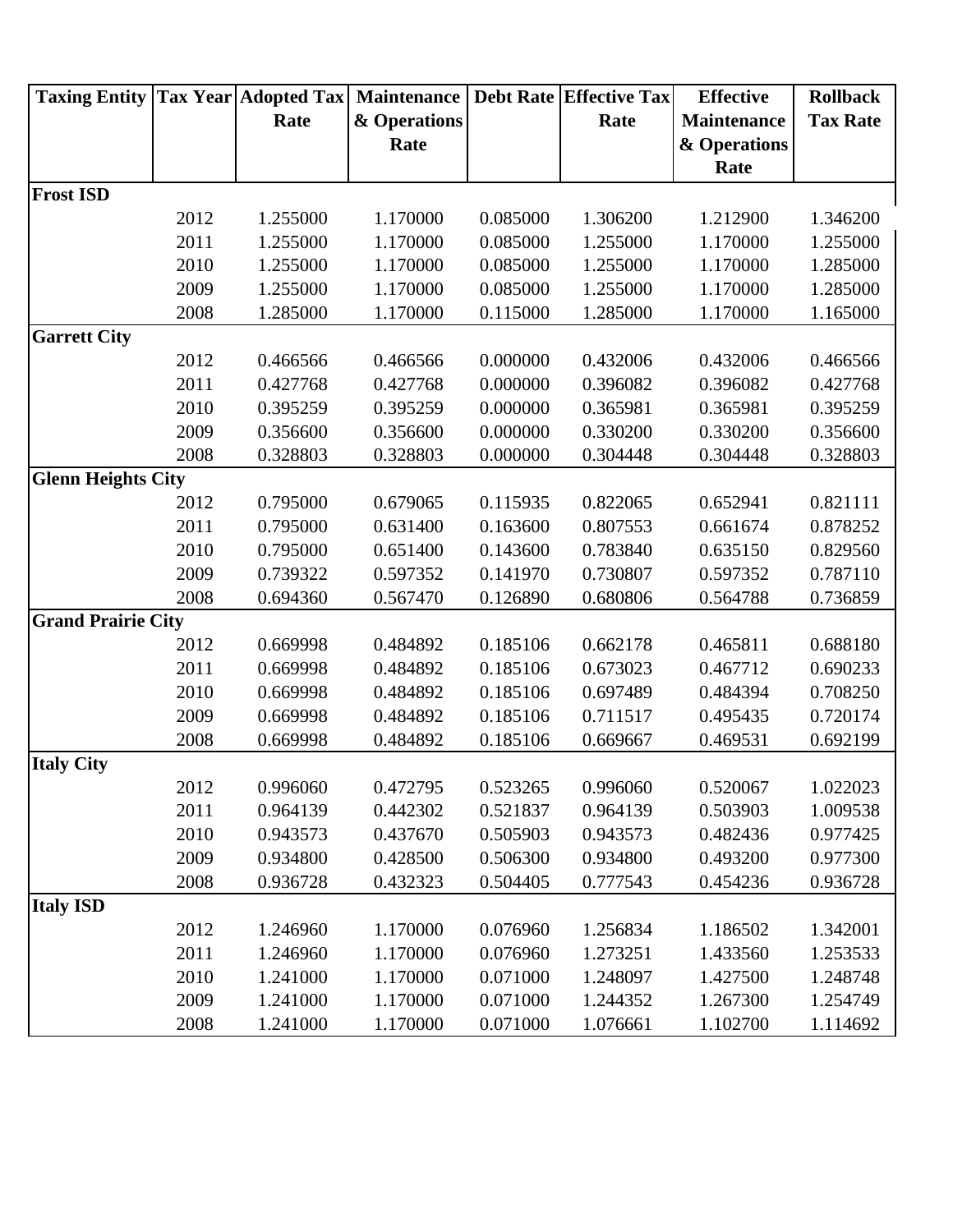| Taxing Entity | Tax Year | Adopted Tax Rate | Maintenance & Operations Rate | Debt Rate | Effective Tax Rate | Effective Maintenance & Operations Rate | Rollback Tax Rate |
|---|---|---|---|---|---|---|---|
| **Frost ISD** | | | | | | | |
| | 2012 | 1.255000 | 1.170000 | 0.085000 | 1.306200 | 1.212900 | 1.346200 |
| | 2011 | 1.255000 | 1.170000 | 0.085000 | 1.255000 | 1.170000 | 1.255000 |
| | 2010 | 1.255000 | 1.170000 | 0.085000 | 1.255000 | 1.170000 | 1.285000 |
| | 2009 | 1.255000 | 1.170000 | 0.085000 | 1.255000 | 1.170000 | 1.285000 |
| | 2008 | 1.285000 | 1.170000 | 0.115000 | 1.285000 | 1.170000 | 1.165000 |
| **Garrett City** | | | | | | | |
| | 2012 | 0.466566 | 0.466566 | 0.000000 | 0.432006 | 0.432006 | 0.466566 |
| | 2011 | 0.427768 | 0.427768 | 0.000000 | 0.396082 | 0.396082 | 0.427768 |
| | 2010 | 0.395259 | 0.395259 | 0.000000 | 0.365981 | 0.365981 | 0.395259 |
| | 2009 | 0.356600 | 0.356600 | 0.000000 | 0.330200 | 0.330200 | 0.356600 |
| | 2008 | 0.328803 | 0.328803 | 0.000000 | 0.304448 | 0.304448 | 0.328803 |
| **Glenn Heights City** | | | | | | | |
| | 2012 | 0.795000 | 0.679065 | 0.115935 | 0.822065 | 0.652941 | 0.821111 |
| | 2011 | 0.795000 | 0.631400 | 0.163600 | 0.807553 | 0.661674 | 0.878252 |
| | 2010 | 0.795000 | 0.651400 | 0.143600 | 0.783840 | 0.635150 | 0.829560 |
| | 2009 | 0.739322 | 0.597352 | 0.141970 | 0.730807 | 0.597352 | 0.787110 |
| | 2008 | 0.694360 | 0.567470 | 0.126890 | 0.680806 | 0.564788 | 0.736859 |
| **Grand Prairie City** | | | | | | | |
| | 2012 | 0.669998 | 0.484892 | 0.185106 | 0.662178 | 0.465811 | 0.688180 |
| | 2011 | 0.669998 | 0.484892 | 0.185106 | 0.673023 | 0.467712 | 0.690233 |
| | 2010 | 0.669998 | 0.484892 | 0.185106 | 0.697489 | 0.484394 | 0.708250 |
| | 2009 | 0.669998 | 0.484892 | 0.185106 | 0.711517 | 0.495435 | 0.720174 |
| | 2008 | 0.669998 | 0.484892 | 0.185106 | 0.669667 | 0.469531 | 0.692199 |
| **Italy City** | | | | | | | |
| | 2012 | 0.996060 | 0.472795 | 0.523265 | 0.996060 | 0.520067 | 1.022023 |
| | 2011 | 0.964139 | 0.442302 | 0.521837 | 0.964139 | 0.503903 | 1.009538 |
| | 2010 | 0.943573 | 0.437670 | 0.505903 | 0.943573 | 0.482436 | 0.977425 |
| | 2009 | 0.934800 | 0.428500 | 0.506300 | 0.934800 | 0.493200 | 0.977300 |
| | 2008 | 0.936728 | 0.432323 | 0.504405 | 0.777543 | 0.454236 | 0.936728 |
| **Italy ISD** | | | | | | | |
| | 2012 | 1.246960 | 1.170000 | 0.076960 | 1.256834 | 1.186502 | 1.342001 |
| | 2011 | 1.246960 | 1.170000 | 0.076960 | 1.273251 | 1.433560 | 1.253533 |
| | 2010 | 1.241000 | 1.170000 | 0.071000 | 1.248097 | 1.427500 | 1.248748 |
| | 2009 | 1.241000 | 1.170000 | 0.071000 | 1.244352 | 1.267300 | 1.254749 |
| | 2008 | 1.241000 | 1.170000 | 0.071000 | 1.076661 | 1.102700 | 1.114692 |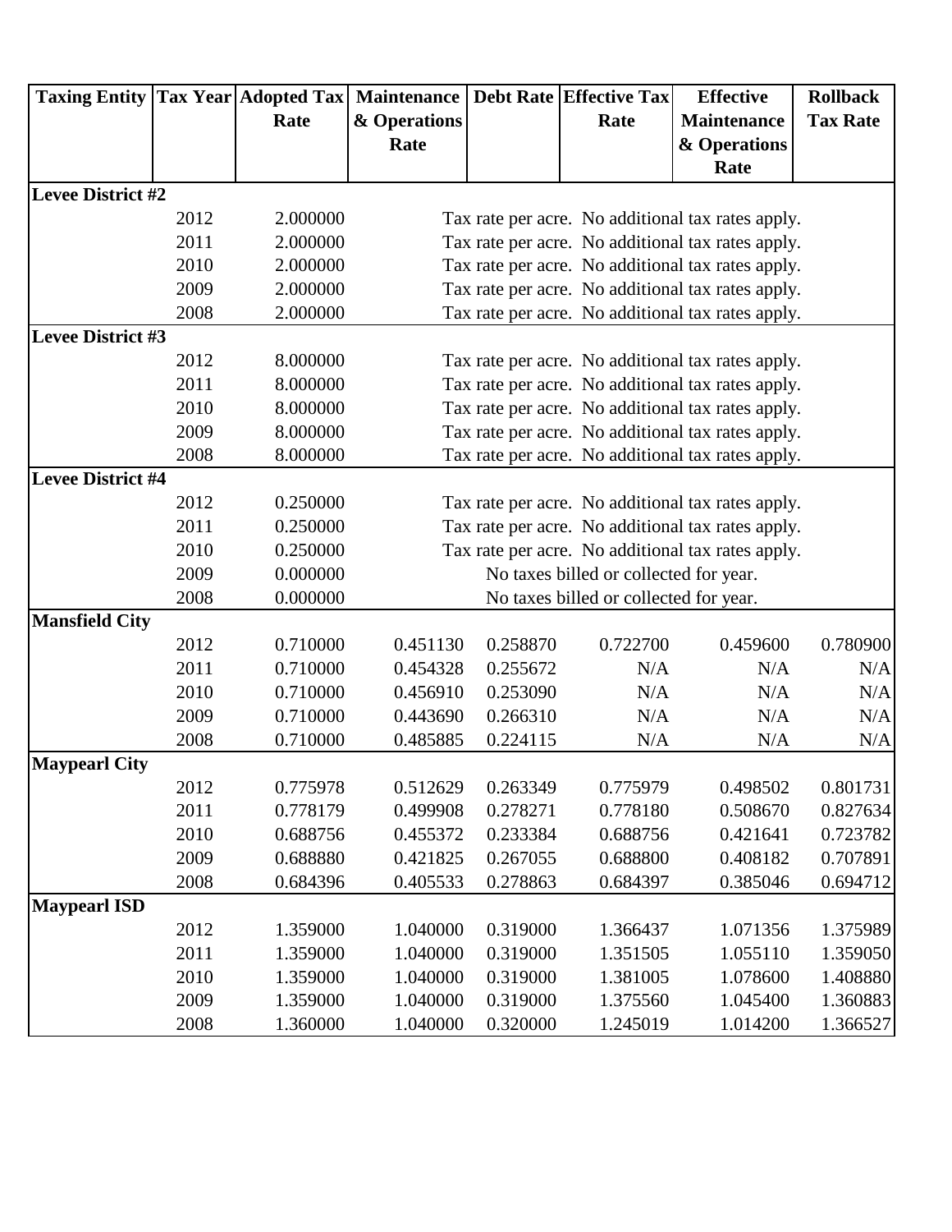| Taxing Entity | Tax Year | Adopted Tax Rate | Maintenance & Operations Rate | Debt Rate | Effective Tax Rate | Effective Maintenance & Operations Rate | Rollback Tax Rate |
|---|---|---|---|---|---|---|---|
| **Levee District #2** | | | | | | | |
| | 2012 | 2.000000 | Tax rate per acre. No additional tax rates apply. | | | | |
| | 2011 | 2.000000 | Tax rate per acre. No additional tax rates apply. | | | | |
| | 2010 | 2.000000 | Tax rate per acre. No additional tax rates apply. | | | | |
| | 2009 | 2.000000 | Tax rate per acre. No additional tax rates apply. | | | | |
| | 2008 | 2.000000 | Tax rate per acre. No additional tax rates apply. | | | | |
| **Levee District #3** | | | | | | | |
| | 2012 | 8.000000 | Tax rate per acre. No additional tax rates apply. | | | | |
| | 2011 | 8.000000 | Tax rate per acre. No additional tax rates apply. | | | | |
| | 2010 | 8.000000 | Tax rate per acre. No additional tax rates apply. | | | | |
| | 2009 | 8.000000 | Tax rate per acre. No additional tax rates apply. | | | | |
| | 2008 | 8.000000 | Tax rate per acre. No additional tax rates apply. | | | | |
| **Levee District #4** | | | | | | | |
| | 2012 | 0.250000 | Tax rate per acre. No additional tax rates apply. | | | | |
| | 2011 | 0.250000 | Tax rate per acre. No additional tax rates apply. | | | | |
| | 2010 | 0.250000 | Tax rate per acre. No additional tax rates apply. | | | | |
| | 2009 | 0.000000 | No taxes billed or collected for year. | | | | |
| | 2008 | 0.000000 | No taxes billed or collected for year. | | | | |
| **Mansfield City** | | | | | | | |
| | 2012 | 0.710000 | 0.451130 | 0.258870 | 0.722700 | 0.459600 | 0.780900 |
| | 2011 | 0.710000 | 0.454328 | 0.255672 | N/A | N/A | N/A |
| | 2010 | 0.710000 | 0.456910 | 0.253090 | N/A | N/A | N/A |
| | 2009 | 0.710000 | 0.443690 | 0.266310 | N/A | N/A | N/A |
| | 2008 | 0.710000 | 0.485885 | 0.224115 | N/A | N/A | N/A |
| **Maypearl City** | | | | | | | |
| | 2012 | 0.775978 | 0.512629 | 0.263349 | 0.775979 | 0.498502 | 0.801731 |
| | 2011 | 0.778179 | 0.499908 | 0.278271 | 0.778180 | 0.508670 | 0.827634 |
| | 2010 | 0.688756 | 0.455372 | 0.233384 | 0.688756 | 0.421641 | 0.723782 |
| | 2009 | 0.688880 | 0.421825 | 0.267055 | 0.688800 | 0.408182 | 0.707891 |
| | 2008 | 0.684396 | 0.405533 | 0.278863 | 0.684397 | 0.385046 | 0.694712 |
| **Maypearl ISD** | | | | | | | |
| | 2012 | 1.359000 | 1.040000 | 0.319000 | 1.366437 | 1.071356 | 1.375989 |
| | 2011 | 1.359000 | 1.040000 | 0.319000 | 1.351505 | 1.055110 | 1.359050 |
| | 2010 | 1.359000 | 1.040000 | 0.319000 | 1.381005 | 1.078600 | 1.408880 |
| | 2009 | 1.359000 | 1.040000 | 0.319000 | 1.375560 | 1.045400 | 1.360883 |
| | 2008 | 1.360000 | 1.040000 | 0.320000 | 1.245019 | 1.014200 | 1.366527 |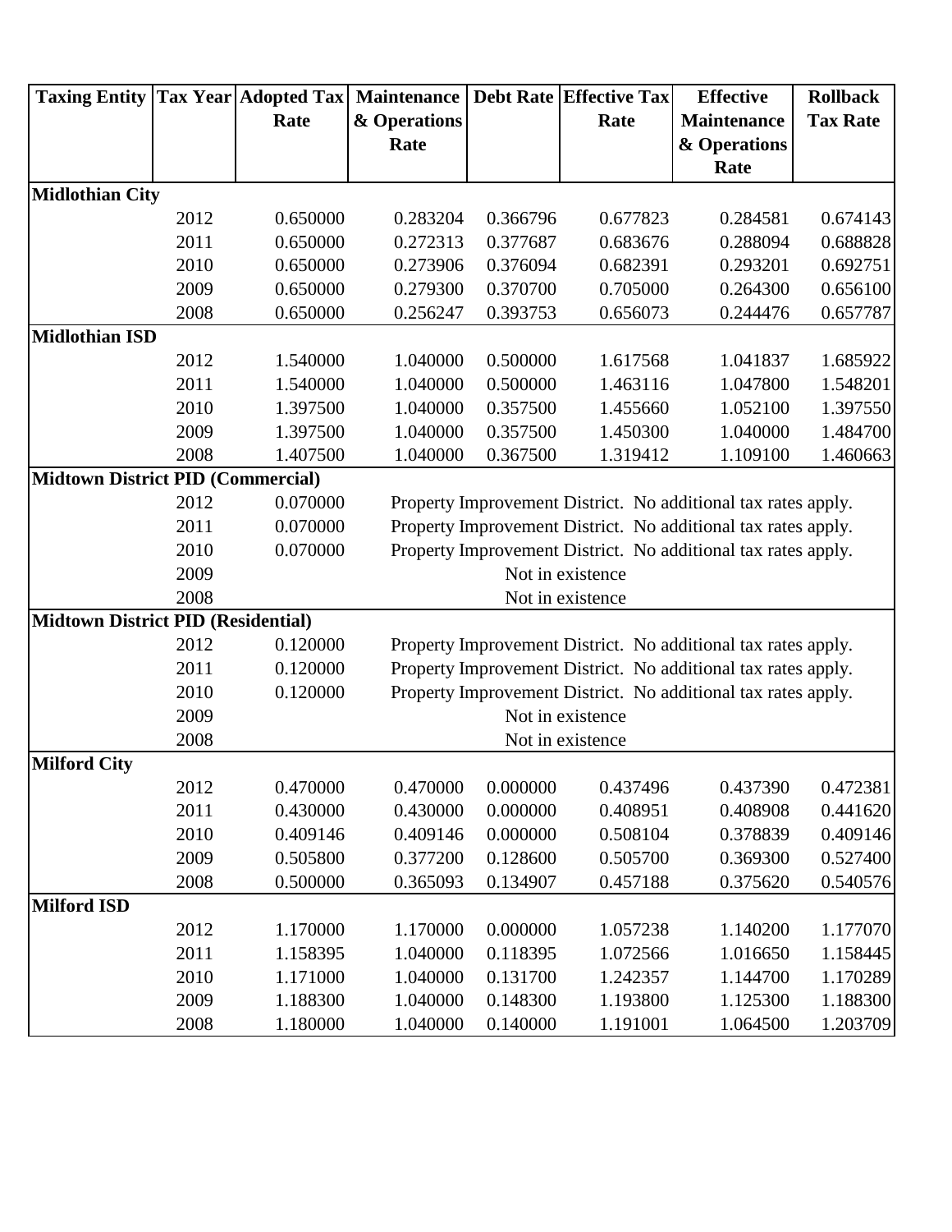| Taxing Entity | Tax Year | Adopted Tax Rate | Maintenance & Operations Rate | Debt Rate | Effective Tax Rate | Effective Maintenance & Operations Rate | Rollback Tax Rate |
|---|---|---|---|---|---|---|---|
| **Midlothian City** | | | | | | | |
| | 2012 | 0.650000 | 0.283204 | 0.366796 | 0.677823 | 0.284581 | 0.674143 |
| | 2011 | 0.650000 | 0.272313 | 0.377687 | 0.683676 | 0.288094 | 0.688828 |
| | 2010 | 0.650000 | 0.273906 | 0.376094 | 0.682391 | 0.293201 | 0.692751 |
| | 2009 | 0.650000 | 0.279300 | 0.370700 | 0.705000 | 0.264300 | 0.656100 |
| | 2008 | 0.650000 | 0.256247 | 0.393753 | 0.656073 | 0.244476 | 0.657787 |
| **Midlothian ISD** | | | | | | | |
| | 2012 | 1.540000 | 1.040000 | 0.500000 | 1.617568 | 1.041837 | 1.685922 |
| | 2011 | 1.540000 | 1.040000 | 0.500000 | 1.463116 | 1.047800 | 1.548201 |
| | 2010 | 1.397500 | 1.040000 | 0.357500 | 1.455660 | 1.052100 | 1.397550 |
| | 2009 | 1.397500 | 1.040000 | 0.357500 | 1.450300 | 1.040000 | 1.484700 |
| | 2008 | 1.407500 | 1.040000 | 0.367500 | 1.319412 | 1.109100 | 1.460663 |
| **Midtown District PID (Commercial)** | | | | | | | |
| | 2012 | 0.070000 | Property Improvement District. No additional tax rates apply. | | | | |
| | 2011 | 0.070000 | Property Improvement District. No additional tax rates apply. | | | | |
| | 2010 | 0.070000 | Property Improvement District. No additional tax rates apply. | | | | |
| | 2009 | | Not in existence | | | | |
| | 2008 | | Not in existence | | | | |
| **Midtown District PID (Residential)** | | | | | | | |
| | 2012 | 0.120000 | Property Improvement District. No additional tax rates apply. | | | | |
| | 2011 | 0.120000 | Property Improvement District. No additional tax rates apply. | | | | |
| | 2010 | 0.120000 | Property Improvement District. No additional tax rates apply. | | | | |
| | 2009 | | Not in existence | | | | |
| | 2008 | | Not in existence | | | | |
| **Milford City** | | | | | | | |
| | 2012 | 0.470000 | 0.470000 | 0.000000 | 0.437496 | 0.437390 | 0.472381 |
| | 2011 | 0.430000 | 0.430000 | 0.000000 | 0.408951 | 0.408908 | 0.441620 |
| | 2010 | 0.409146 | 0.409146 | 0.000000 | 0.508104 | 0.378839 | 0.409146 |
| | 2009 | 0.505800 | 0.377200 | 0.128600 | 0.505700 | 0.369300 | 0.527400 |
| | 2008 | 0.500000 | 0.365093 | 0.134907 | 0.457188 | 0.375620 | 0.540576 |
| **Milford ISD** | | | | | | | |
| | 2012 | 1.170000 | 1.170000 | 0.000000 | 1.057238 | 1.140200 | 1.177070 |
| | 2011 | 1.158395 | 1.040000 | 0.118395 | 1.072566 | 1.016650 | 1.158445 |
| | 2010 | 1.171000 | 1.040000 | 0.131700 | 1.242357 | 1.144700 | 1.170289 |
| | 2009 | 1.188300 | 1.040000 | 0.148300 | 1.193800 | 1.125300 | 1.188300 |
| | 2008 | 1.180000 | 1.040000 | 0.140000 | 1.191001 | 1.064500 | 1.203709 |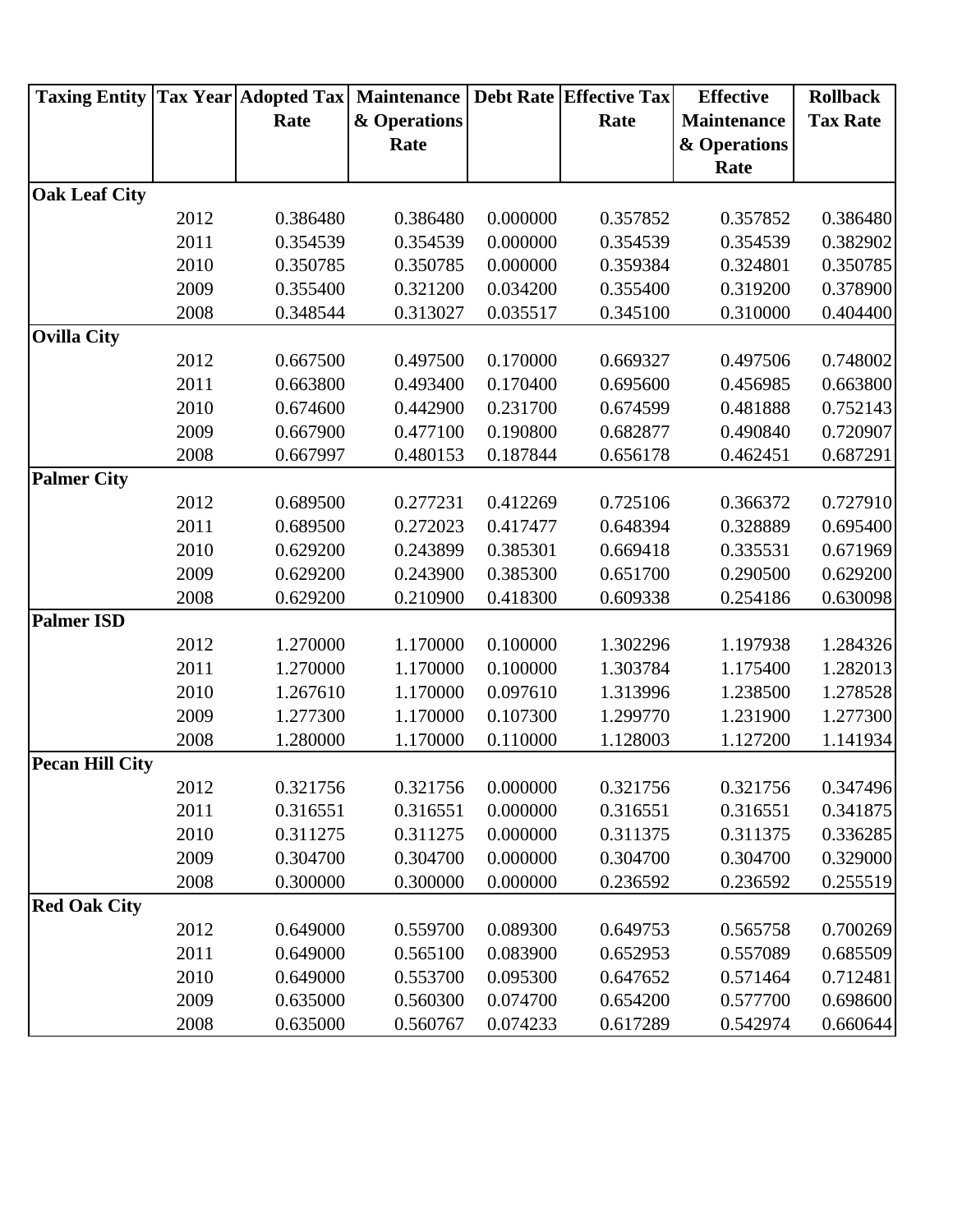| Taxing Entity | Tax Year | Adopted Tax Rate | Maintenance & Operations Rate | Debt Rate | Effective Tax Rate | Effective Maintenance & Operations Rate | Rollback Tax Rate |
|---|---|---|---|---|---|---|---|
| **Oak Leaf City** | | | | | | | |
| | 2012 | 0.386480 | 0.386480 | 0.000000 | 0.357852 | 0.357852 | 0.386480 |
| | 2011 | 0.354539 | 0.354539 | 0.000000 | 0.354539 | 0.354539 | 0.382902 |
| | 2010 | 0.350785 | 0.350785 | 0.000000 | 0.359384 | 0.324801 | 0.350785 |
| | 2009 | 0.355400 | 0.321200 | 0.034200 | 0.355400 | 0.319200 | 0.378900 |
| | 2008 | 0.348544 | 0.313027 | 0.035517 | 0.345100 | 0.310000 | 0.404400 |
| **Ovilla City** | | | | | | | |
| | 2012 | 0.667500 | 0.497500 | 0.170000 | 0.669327 | 0.497506 | 0.748002 |
| | 2011 | 0.663800 | 0.493400 | 0.170400 | 0.695600 | 0.456985 | 0.663800 |
| | 2010 | 0.674600 | 0.442900 | 0.231700 | 0.674599 | 0.481888 | 0.752143 |
| | 2009 | 0.667900 | 0.477100 | 0.190800 | 0.682877 | 0.490840 | 0.720907 |
| | 2008 | 0.667997 | 0.480153 | 0.187844 | 0.656178 | 0.462451 | 0.687291 |
| **Palmer City** | | | | | | | |
| | 2012 | 0.689500 | 0.277231 | 0.412269 | 0.725106 | 0.366372 | 0.727910 |
| | 2011 | 0.689500 | 0.272023 | 0.417477 | 0.648394 | 0.328889 | 0.695400 |
| | 2010 | 0.629200 | 0.243899 | 0.385301 | 0.669418 | 0.335531 | 0.671969 |
| | 2009 | 0.629200 | 0.243900 | 0.385300 | 0.651700 | 0.290500 | 0.629200 |
| | 2008 | 0.629200 | 0.210900 | 0.418300 | 0.609338 | 0.254186 | 0.630098 |
| **Palmer ISD** | | | | | | | |
| | 2012 | 1.270000 | 1.170000 | 0.100000 | 1.302296 | 1.197938 | 1.284326 |
| | 2011 | 1.270000 | 1.170000 | 0.100000 | 1.303784 | 1.175400 | 1.282013 |
| | 2010 | 1.267610 | 1.170000 | 0.097610 | 1.313996 | 1.238500 | 1.278528 |
| | 2009 | 1.277300 | 1.170000 | 0.107300 | 1.299770 | 1.231900 | 1.277300 |
| | 2008 | 1.280000 | 1.170000 | 0.110000 | 1.128003 | 1.127200 | 1.141934 |
| **Pecan Hill City** | | | | | | | |
| | 2012 | 0.321756 | 0.321756 | 0.000000 | 0.321756 | 0.321756 | 0.347496 |
| | 2011 | 0.316551 | 0.316551 | 0.000000 | 0.316551 | 0.316551 | 0.341875 |
| | 2010 | 0.311275 | 0.311275 | 0.000000 | 0.311375 | 0.311375 | 0.336285 |
| | 2009 | 0.304700 | 0.304700 | 0.000000 | 0.304700 | 0.304700 | 0.329000 |
| | 2008 | 0.300000 | 0.300000 | 0.000000 | 0.236592 | 0.236592 | 0.255519 |
| **Red Oak City** | | | | | | | |
| | 2012 | 0.649000 | 0.559700 | 0.089300 | 0.649753 | 0.565758 | 0.700269 |
| | 2011 | 0.649000 | 0.565100 | 0.083900 | 0.652953 | 0.557089 | 0.685509 |
| | 2010 | 0.649000 | 0.553700 | 0.095300 | 0.647652 | 0.571464 | 0.712481 |
| | 2009 | 0.635000 | 0.560300 | 0.074700 | 0.654200 | 0.577700 | 0.698600 |
| | 2008 | 0.635000 | 0.560767 | 0.074233 | 0.617289 | 0.542974 | 0.660644 |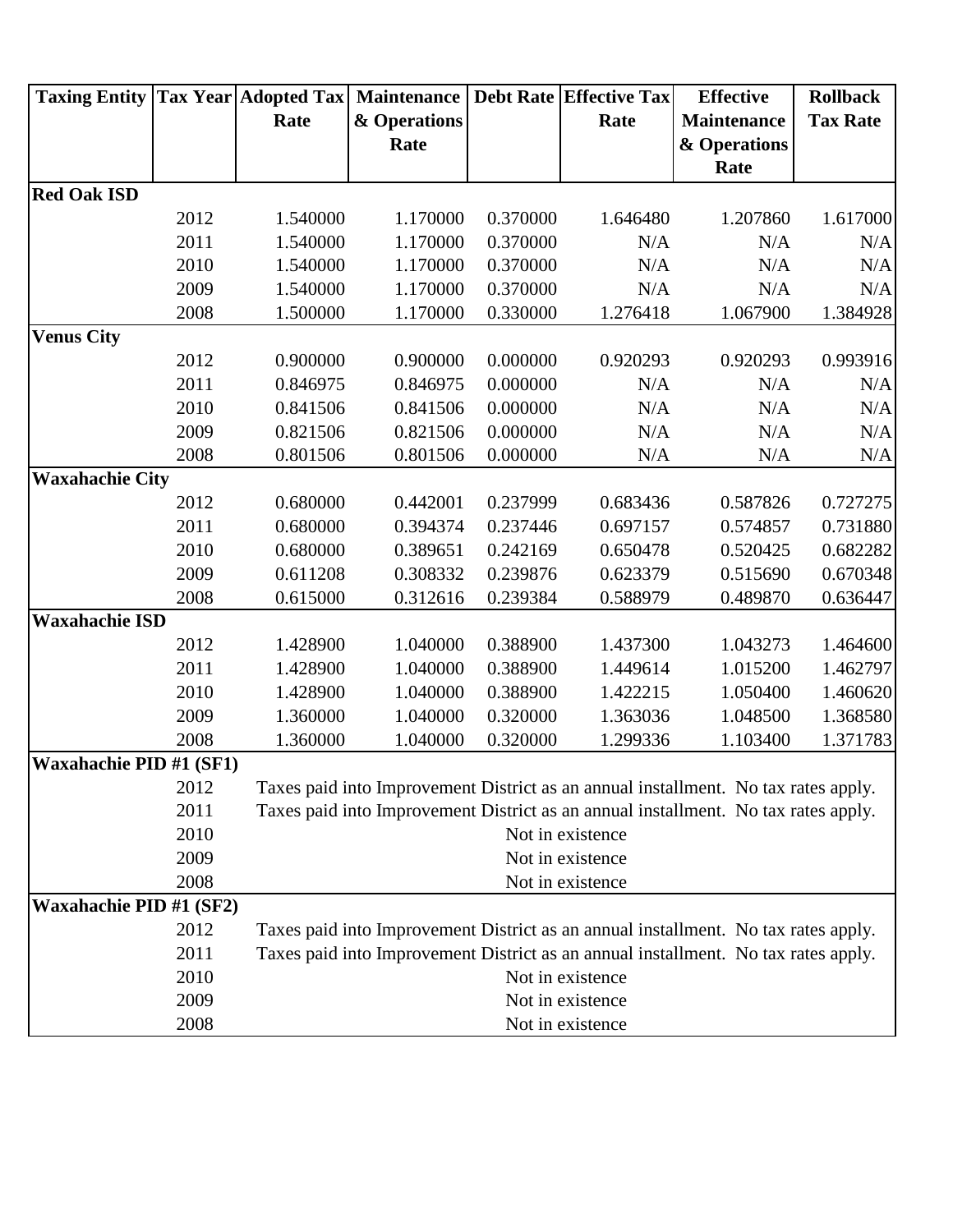| Taxing Entity | Tax Year | Adopted Tax Rate | Maintenance & Operations Rate | Debt Rate | Effective Tax Rate | Effective Maintenance & Operations Rate | Rollback Tax Rate |
|---|---|---|---|---|---|---|---|
| **Red Oak ISD** | | | | | | | |
| | 2012 | 1.540000 | 1.170000 | 0.370000 | 1.646480 | 1.207860 | 1.617000 |
| | 2011 | 1.540000 | 1.170000 | 0.370000 | N/A | N/A | N/A |
| | 2010 | 1.540000 | 1.170000 | 0.370000 | N/A | N/A | N/A |
| | 2009 | 1.540000 | 1.170000 | 0.370000 | N/A | N/A | N/A |
| | 2008 | 1.500000 | 1.170000 | 0.330000 | 1.276418 | 1.067900 | 1.384928 |
| **Venus City** | | | | | | | |
| | 2012 | 0.900000 | 0.900000 | 0.000000 | 0.920293 | 0.920293 | 0.993916 |
| | 2011 | 0.846975 | 0.846975 | 0.000000 | N/A | N/A | N/A |
| | 2010 | 0.841506 | 0.841506 | 0.000000 | N/A | N/A | N/A |
| | 2009 | 0.821506 | 0.821506 | 0.000000 | N/A | N/A | N/A |
| | 2008 | 0.801506 | 0.801506 | 0.000000 | N/A | N/A | N/A |
| **Waxahachie City** | | | | | | | |
| | 2012 | 0.680000 | 0.442001 | 0.237999 | 0.683436 | 0.587826 | 0.727275 |
| | 2011 | 0.680000 | 0.394374 | 0.237446 | 0.697157 | 0.574857 | 0.731880 |
| | 2010 | 0.680000 | 0.389651 | 0.242169 | 0.650478 | 0.520425 | 0.682282 |
| | 2009 | 0.611208 | 0.308332 | 0.239876 | 0.623379 | 0.515690 | 0.670348 |
| | 2008 | 0.615000 | 0.312616 | 0.239384 | 0.588979 | 0.489870 | 0.636447 |
| **Waxahachie ISD** | | | | | | | |
| | 2012 | 1.428900 | 1.040000 | 0.388900 | 1.437300 | 1.043273 | 1.464600 |
| | 2011 | 1.428900 | 1.040000 | 0.388900 | 1.449614 | 1.015200 | 1.462797 |
| | 2010 | 1.428900 | 1.040000 | 0.388900 | 1.422215 | 1.050400 | 1.460620 |
| | 2009 | 1.360000 | 1.040000 | 0.320000 | 1.363036 | 1.048500 | 1.368580 |
| | 2008 | 1.360000 | 1.040000 | 0.320000 | 1.299336 | 1.103400 | 1.371783 |
| **Waxahachie PID #1 (SF1)** | | | | | | | |
| | 2012 | Taxes paid into Improvement District as an annual installment. No tax rates apply. | | | | | |
| | 2011 | Taxes paid into Improvement District as an annual installment. No tax rates apply. | | | | | |
| | 2010 | Not in existence | | | | | |
| | 2009 | Not in existence | | | | | |
| | 2008 | Not in existence | | | | | |
| **Waxahachie PID #1 (SF2)** | | | | | | | |
| | 2012 | Taxes paid into Improvement District as an annual installment. No tax rates apply. | | | | | |
| | 2011 | Taxes paid into Improvement District as an annual installment. No tax rates apply. | | | | | |
| | 2010 | Not in existence | | | | | |
| | 2009 | Not in existence | | | | | |
| | 2008 | Not in existence | | | | | |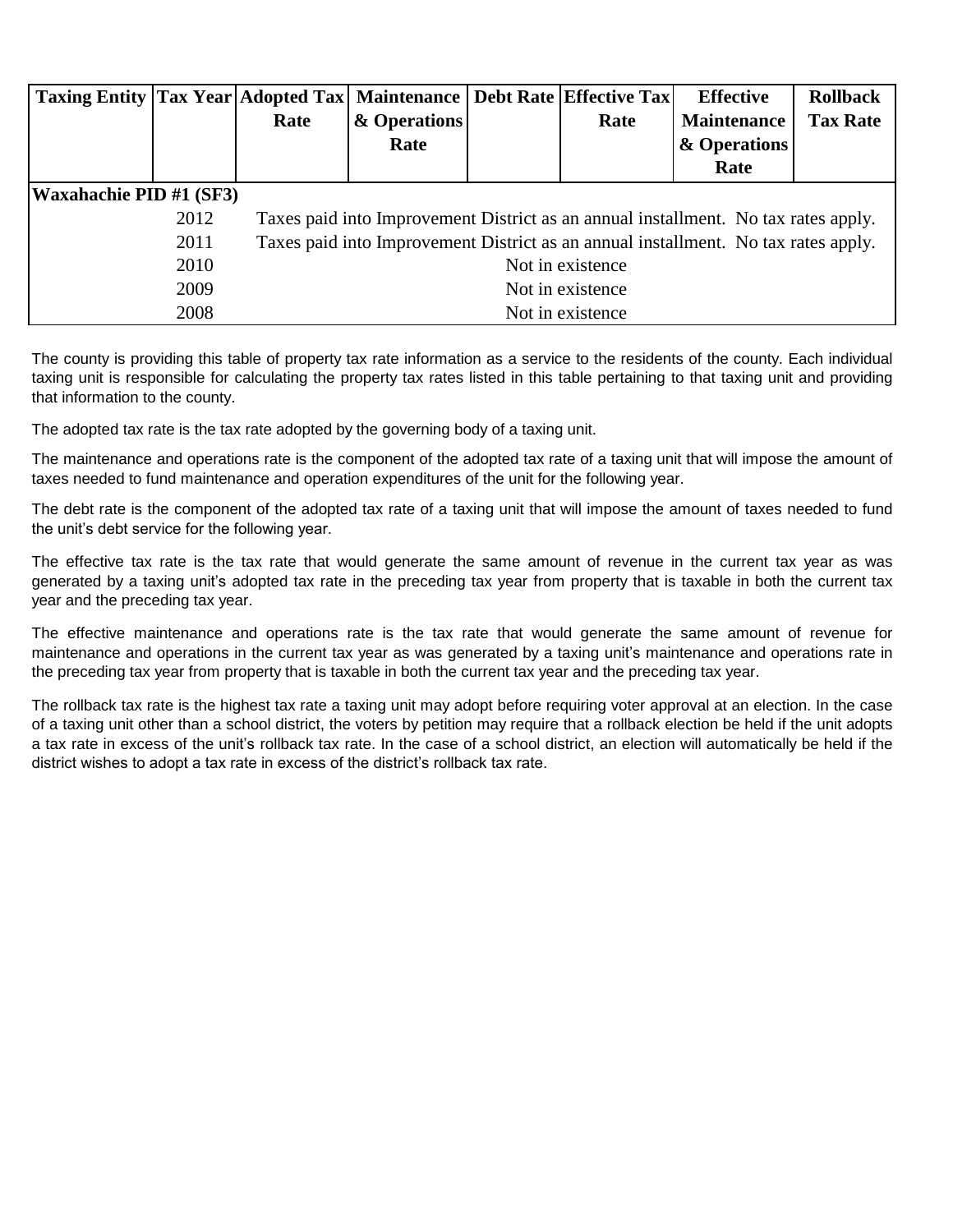| Taxing Entity | Tax Year | Adopted Tax Rate | Maintenance & Operations Rate | Debt Rate | Effective Tax Rate | Effective Maintenance & Operations Rate | Rollback Tax Rate |
|---|---|---|---|---|---|---|---|
| **Waxahachie PID #1 (SF3)** | | | | | | | |
| | 2012 | Taxes paid into Improvement District as an annual installment. No tax rates apply. | | | | | |
| | 2011 | Taxes paid into Improvement District as an annual installment. No tax rates apply. | | | | | |
| | 2010 | Not in existence | | | | | |
| | 2009 | Not in existence | | | | | |
| | 2008 | Not in existence | | | | | |

The county is providing this table of property tax rate information as a service to the residents of the county. Each individual taxing unit is responsible for calculating the property tax rates listed in this table pertaining to that taxing unit and providing that information to the county.

The adopted tax rate is the tax rate adopted by the governing body of a taxing unit.

The maintenance and operations rate is the component of the adopted tax rate of a taxing unit that will impose the amount of taxes needed to fund maintenance and operation expenditures of the unit for the following year.

The debt rate is the component of the adopted tax rate of a taxing unit that will impose the amount of taxes needed to fund the unit's debt service for the following year.

The effective tax rate is the tax rate that would generate the same amount of revenue in the current tax year as was generated by a taxing unit's adopted tax rate in the preceding tax year from property that is taxable in both the current tax year and the preceding tax year.

The effective maintenance and operations rate is the tax rate that would generate the same amount of revenue for maintenance and operations in the current tax year as was generated by a taxing unit's maintenance and operations rate in the preceding tax year from property that is taxable in both the current tax year and the preceding tax year.

The rollback tax rate is the highest tax rate a taxing unit may adopt before requiring voter approval at an election. In the case of a taxing unit other than a school district, the voters by petition may require that a rollback election be held if the unit adopts a tax rate in excess of the unit's rollback tax rate. In the case of a school district, an election will automatically be held if the district wishes to adopt a tax rate in excess of the district's rollback tax rate.